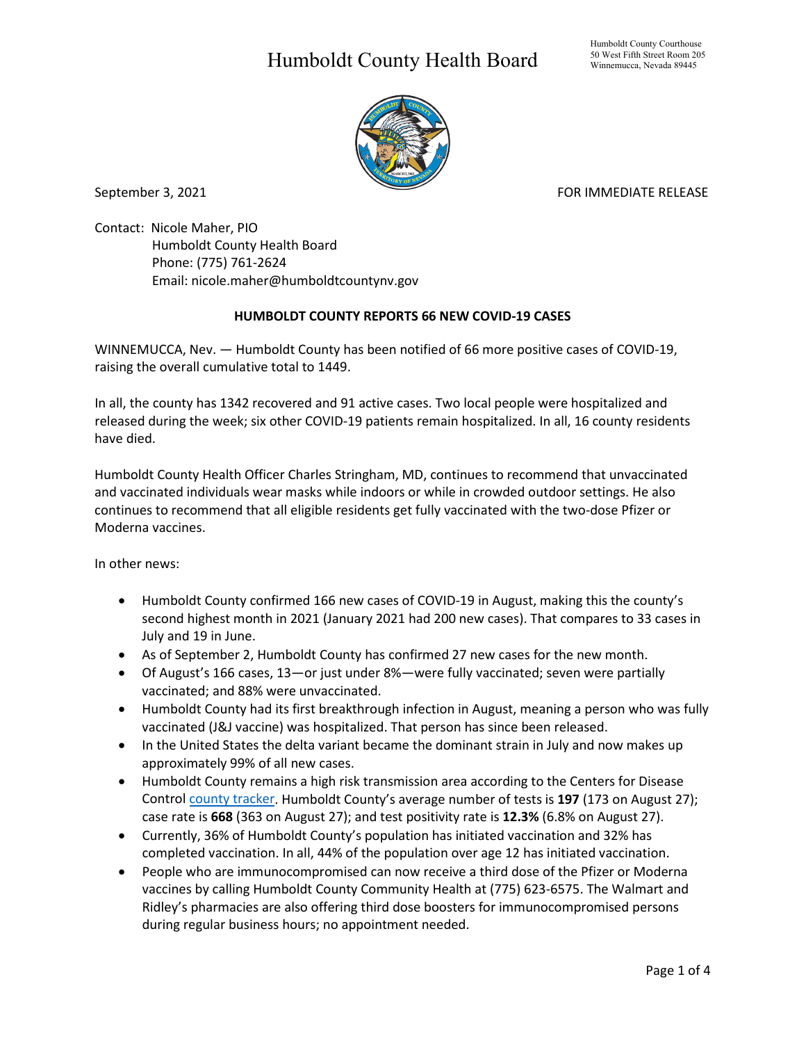# Humboldt County Health Board

Humboldt County Courthouse
50 West Fifth Street Room 205
Winnemucca, Nevada 89445

September 3, 2021 FOR IMMEDIATE RELEASE

Contact: Nicole Maher, PIO
Humboldt County Health Board
Phone: (775) 761-2624
Email: nicole.maher@humboldtcountynv.gov

**HUMBOLDT COUNTY REPORTS 66 NEW COVID-19 CASES**

WINNEMUCCA, Nev. — Humboldt County has been notified of 66 more positive cases of COVID-19, raising the overall cumulative total to 1449.

In all, the county has 1342 recovered and 91 active cases. Two local people were hospitalized and released during the week; six other COVID-19 patients remain hospitalized. In all, 16 county residents have died.

Humboldt County Health Officer Charles Stringham, MD, continues to recommend that unvaccinated and vaccinated individuals wear masks while indoors or while in crowded outdoor settings. He also continues to recommend that all eligible residents get fully vaccinated with the two-dose Pfizer or Moderna vaccines.

In other news:

- Humboldt County confirmed 166 new cases of COVID-19 in August, making this the county's second highest month in 2021 (January 2021 had 200 new cases). That compares to 33 cases in July and 19 in June.
- As of September 2, Humboldt County has confirmed 27 new cases for the new month.
- Of August's 166 cases, 13—or just under 8%—were fully vaccinated; seven were partially vaccinated; and 88% were unvaccinated.
- Humboldt County had its first breakthrough infection in August, meaning a person who was fully vaccinated (J&J vaccine) was hospitalized. That person has since been released.
- In the United States the delta variant became the dominant strain in July and now makes up approximately 99% of all new cases.
- Humboldt County remains a high risk transmission area according to the Centers for Disease Control county tracker. Humboldt County's average number of tests is **197** (173 on August 27); case rate is **668** (363 on August 27); and test positivity rate is **12.3%** (6.8% on August 27).
- Currently, 36% of Humboldt County's population has initiated vaccination and 32% has completed vaccination. In all, 44% of the population over age 12 has initiated vaccination.
- People who are immunocompromised can now receive a third dose of the Pfizer or Moderna vaccines by calling Humboldt County Community Health at (775) 623-6575. The Walmart and Ridley's pharmacies are also offering third dose boosters for immunocompromised persons during regular business hours; no appointment needed.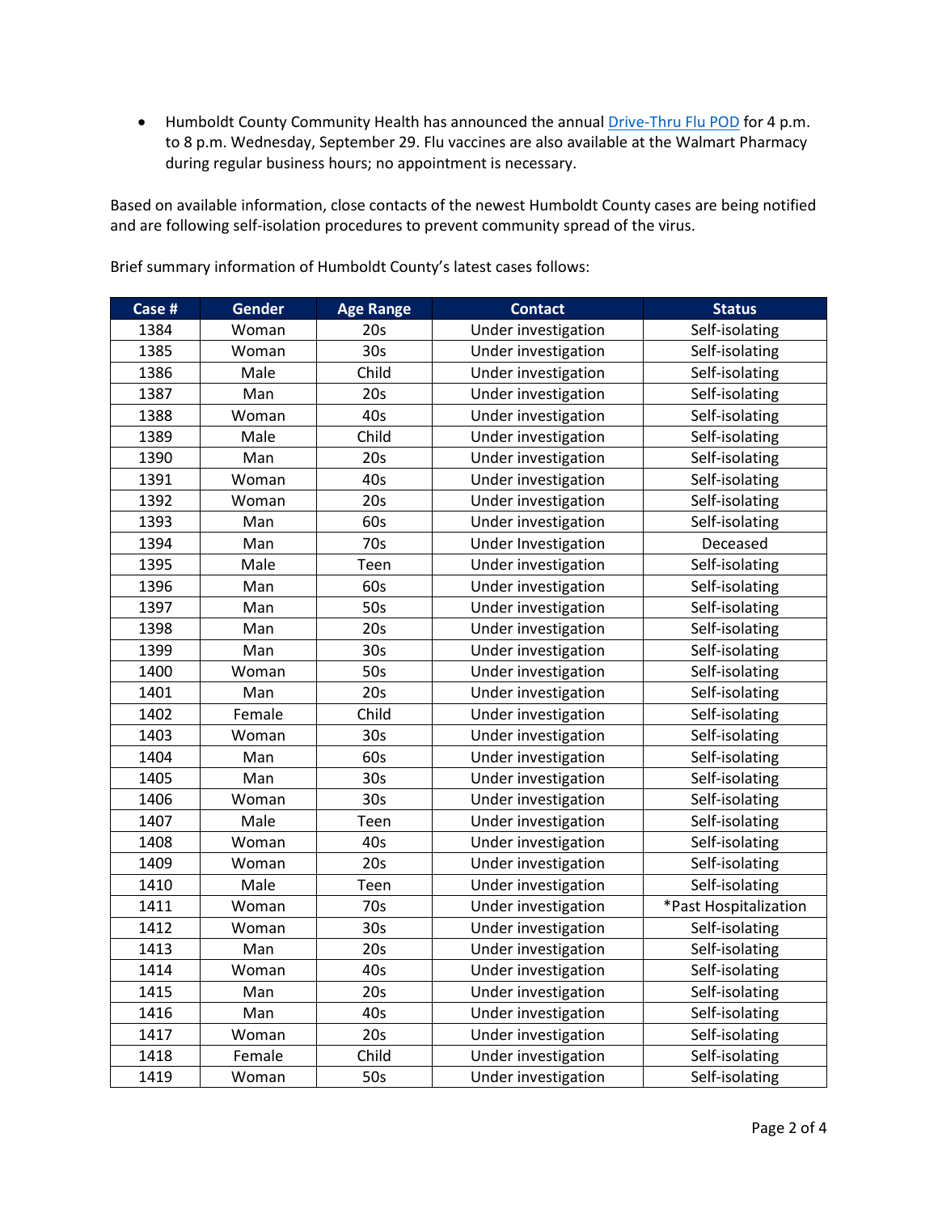- Humboldt County Community Health has announced the annual [Drive-Thru Flu POD](Drive-Thru Flu POD) for 4 p.m. to 8 p.m. Wednesday, September 29. Flu vaccines are also available at the Walmart Pharmacy during regular business hours; no appointment is necessary.

Based on available information, close contacts of the newest Humboldt County cases are being notified and are following self-isolation procedures to prevent community spread of the virus.

Brief summary information of Humboldt County's latest cases follows:

| Case # | Gender | Age Range | Contact | Status |
|---|---|---|---|---|
| 1384 | Woman | 20s | Under investigation | Self-isolating |
| 1385 | Woman | 30s | Under investigation | Self-isolating |
| 1386 | Male | Child | Under investigation | Self-isolating |
| 1387 | Man | 20s | Under investigation | Self-isolating |
| 1388 | Woman | 40s | Under investigation | Self-isolating |
| 1389 | Male | Child | Under investigation | Self-isolating |
| 1390 | Man | 20s | Under investigation | Self-isolating |
| 1391 | Woman | 40s | Under investigation | Self-isolating |
| 1392 | Woman | 20s | Under investigation | Self-isolating |
| 1393 | Man | 60s | Under investigation | Self-isolating |
| 1394 | Man | 70s | Under Investigation | Deceased |
| 1395 | Male | Teen | Under investigation | Self-isolating |
| 1396 | Man | 60s | Under investigation | Self-isolating |
| 1397 | Man | 50s | Under investigation | Self-isolating |
| 1398 | Man | 20s | Under investigation | Self-isolating |
| 1399 | Man | 30s | Under investigation | Self-isolating |
| 1400 | Woman | 50s | Under investigation | Self-isolating |
| 1401 | Man | 20s | Under investigation | Self-isolating |
| 1402 | Female | Child | Under investigation | Self-isolating |
| 1403 | Woman | 30s | Under investigation | Self-isolating |
| 1404 | Man | 60s | Under investigation | Self-isolating |
| 1405 | Man | 30s | Under investigation | Self-isolating |
| 1406 | Woman | 30s | Under investigation | Self-isolating |
| 1407 | Male | Teen | Under investigation | Self-isolating |
| 1408 | Woman | 40s | Under investigation | Self-isolating |
| 1409 | Woman | 20s | Under investigation | Self-isolating |
| 1410 | Male | Teen | Under investigation | Self-isolating |
| 1411 | Woman | 70s | Under investigation | *Past Hospitalization |
| 1412 | Woman | 30s | Under investigation | Self-isolating |
| 1413 | Man | 20s | Under investigation | Self-isolating |
| 1414 | Woman | 40s | Under investigation | Self-isolating |
| 1415 | Man | 20s | Under investigation | Self-isolating |
| 1416 | Man | 40s | Under investigation | Self-isolating |
| 1417 | Woman | 20s | Under investigation | Self-isolating |
| 1418 | Female | Child | Under investigation | Self-isolating |
| 1419 | Woman | 50s | Under investigation | Self-isolating |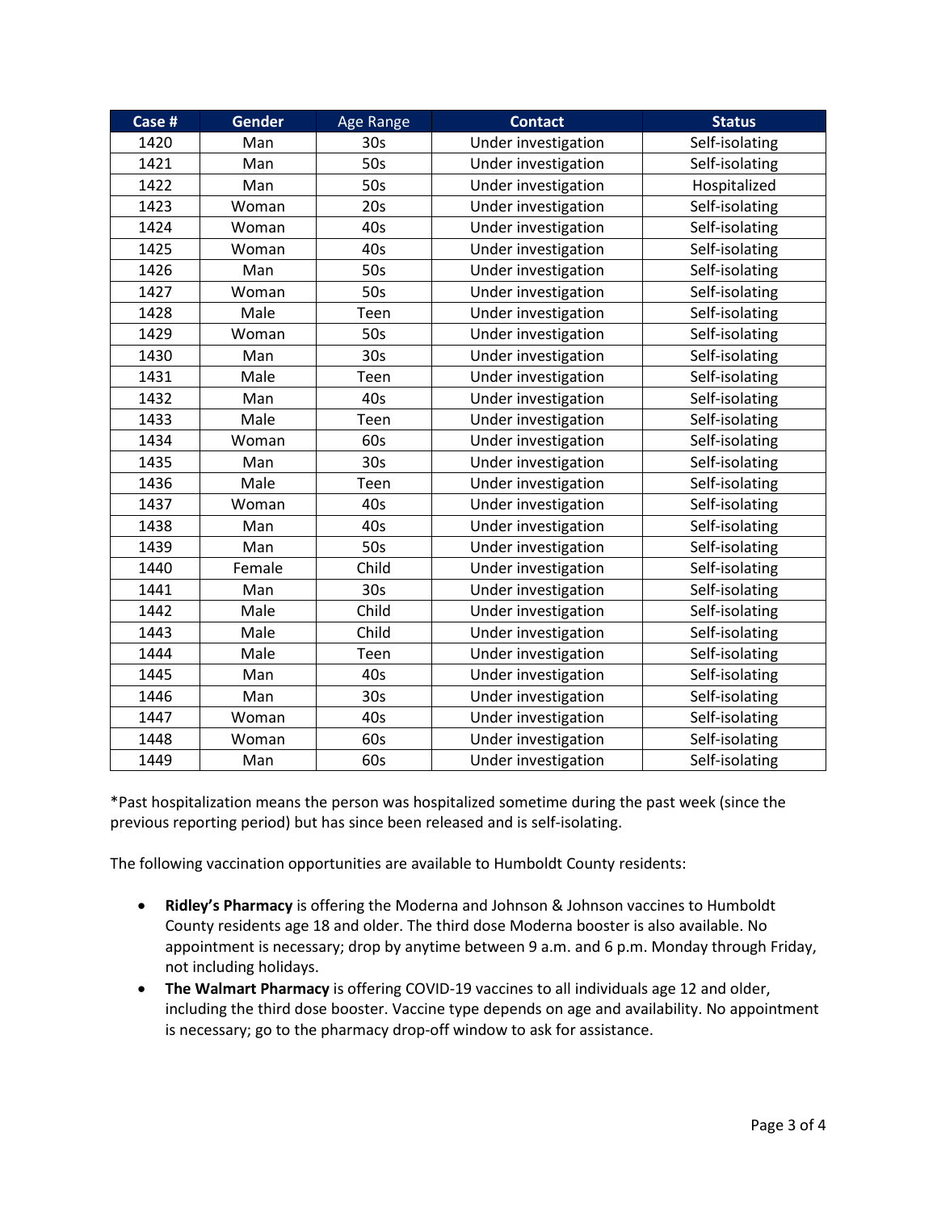| Case # | Gender | Age Range | Contact | Status |
|---|---|---|---|---|
| 1420 | Man | 30s | Under investigation | Self-isolating |
| 1421 | Man | 50s | Under investigation | Self-isolating |
| 1422 | Man | 50s | Under investigation | Hospitalized |
| 1423 | Woman | 20s | Under investigation | Self-isolating |
| 1424 | Woman | 40s | Under investigation | Self-isolating |
| 1425 | Woman | 40s | Under investigation | Self-isolating |
| 1426 | Man | 50s | Under investigation | Self-isolating |
| 1427 | Woman | 50s | Under investigation | Self-isolating |
| 1428 | Male | Teen | Under investigation | Self-isolating |
| 1429 | Woman | 50s | Under investigation | Self-isolating |
| 1430 | Man | 30s | Under investigation | Self-isolating |
| 1431 | Male | Teen | Under investigation | Self-isolating |
| 1432 | Man | 40s | Under investigation | Self-isolating |
| 1433 | Male | Teen | Under investigation | Self-isolating |
| 1434 | Woman | 60s | Under investigation | Self-isolating |
| 1435 | Man | 30s | Under investigation | Self-isolating |
| 1436 | Male | Teen | Under investigation | Self-isolating |
| 1437 | Woman | 40s | Under investigation | Self-isolating |
| 1438 | Man | 40s | Under investigation | Self-isolating |
| 1439 | Man | 50s | Under investigation | Self-isolating |
| 1440 | Female | Child | Under investigation | Self-isolating |
| 1441 | Man | 30s | Under investigation | Self-isolating |
| 1442 | Male | Child | Under investigation | Self-isolating |
| 1443 | Male | Child | Under investigation | Self-isolating |
| 1444 | Male | Teen | Under investigation | Self-isolating |
| 1445 | Man | 40s | Under investigation | Self-isolating |
| 1446 | Man | 30s | Under investigation | Self-isolating |
| 1447 | Woman | 40s | Under investigation | Self-isolating |
| 1448 | Woman | 60s | Under investigation | Self-isolating |
| 1449 | Man | 60s | Under investigation | Self-isolating |

*Past hospitalization means the person was hospitalized sometime during the past week (since the previous reporting period) but has since been released and is self-isolating.

The following vaccination opportunities are available to Humboldt County residents:

- **Ridley's Pharmacy** is offering the Moderna and Johnson & Johnson vaccines to Humboldt County residents age 18 and older. The third dose Moderna booster is also available. No appointment is necessary; drop by anytime between 9 a.m. and 6 p.m. Monday through Friday, not including holidays.
- **The Walmart Pharmacy** is offering COVID-19 vaccines to all individuals age 12 and older, including the third dose booster. Vaccine type depends on age and availability. No appointment is necessary; go to the pharmacy drop-off window to ask for assistance.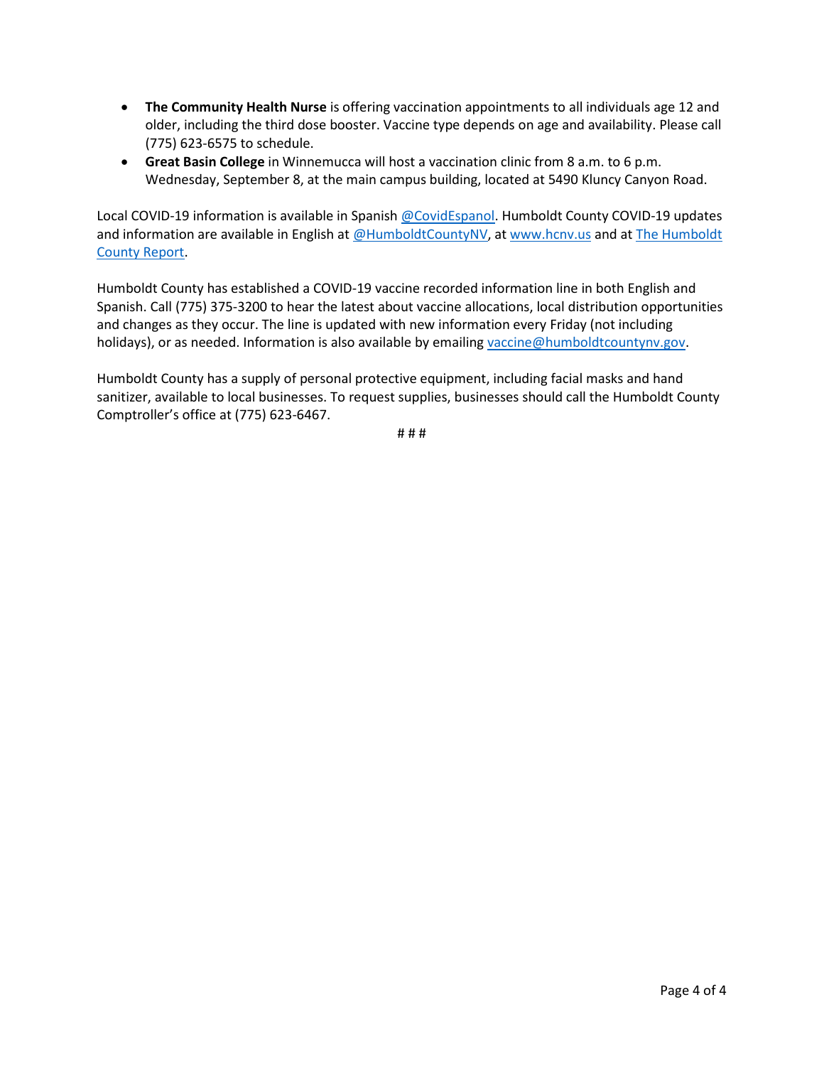- **The Community Health Nurse** is offering vaccination appointments to all individuals age 12 and older, including the third dose booster. Vaccine type depends on age and availability. Please call (775) 623-6575 to schedule.
- **Great Basin College** in Winnemucca will host a vaccination clinic from 8 a.m. to 6 p.m. Wednesday, September 8, at the main campus building, located at 5490 Kluncy Canyon Road.

Local COVID-19 information is available in Spanish [@CovidEspanol](). Humboldt County COVID-19 updates and information are available in English at [@HumboldtCountyNV](), at [www.hcnv.us](www.hcnv.us) and at [The Humboldt County Report]().

Humboldt County has established a COVID-19 vaccine recorded information line in both English and Spanish. Call (775) 375-3200 to hear the latest about vaccine allocations, local distribution opportunities and changes as they occur. The line is updated with new information every Friday (not including holidays), or as needed. Information is also available by emailing [vaccine@humboldtcountynv.gov](mailto:vaccine@humboldtcountynv.gov).

Humboldt County has a supply of personal protective equipment, including facial masks and hand sanitizer, available to local businesses. To request supplies, businesses should call the Humboldt County Comptroller's office at (775) 623-6467.

# # #